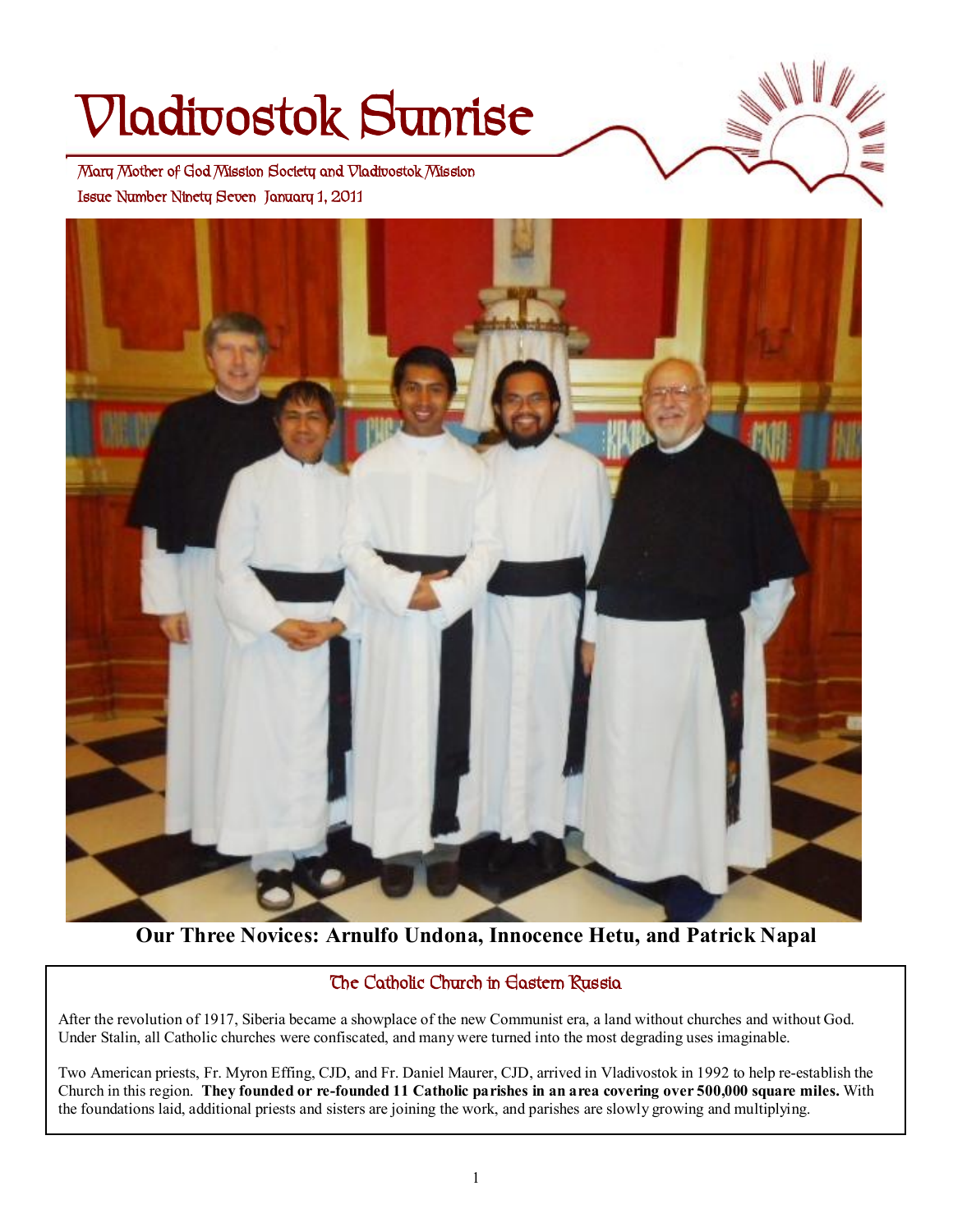# Vladivostok Sunrise

Mary Mother of God Mission Society and Vladivostok Mission

Issue Number Ninety Seven January 1, 2011

**Our Three Novices: Arnulfo Undona, Innocence Hetu, and Patrick Napal**

## The Catholic Church in Eastern Russia

After the revolution of 1917, Siberia became a showplace of the new Communist era, a land without churches and without God. Under Stalin, all Catholic churches were confiscated, and many were turned into the most degrading uses imaginable.

Two American priests, Fr. Myron Effing, CJD, and Fr. Daniel Maurer, CJD, arrived in Vladivostok in 1992 to help re-establish the Church in this region. **They founded or re-founded 11 Catholic parishes in an area covering over 500,000 square miles.** With the foundations laid, additional priests and sisters are joining the work, and parishes are slowly growing and multiplying.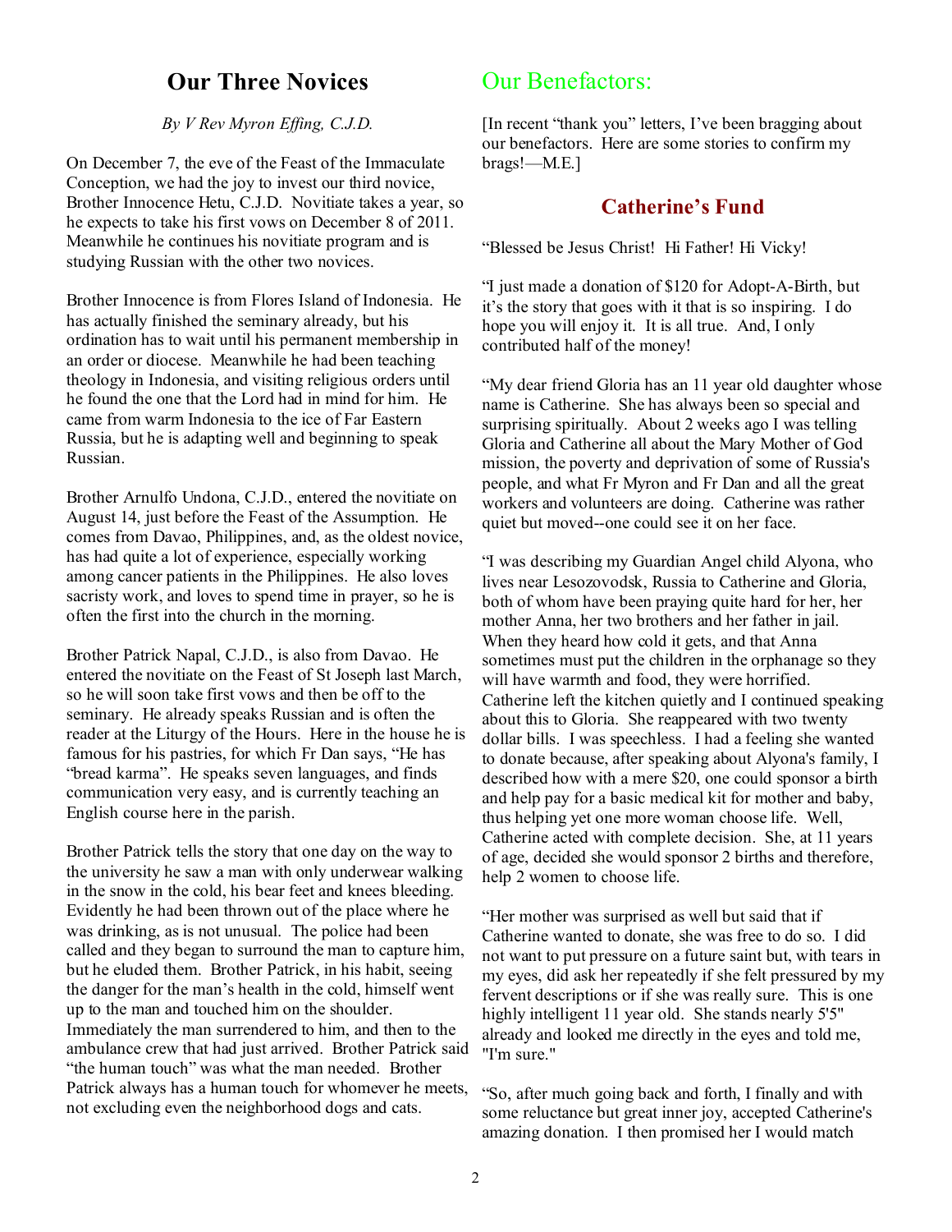## Our Three Novices

*By V Rev Myron Effing, C.J.D.*

On December 7, the eve of the Feast of the Immaculate Conception, we had the joy to invest our third novice, Brother Innocence Hetu, C.J.D. Novitiate takes a year, so he expects to take his first vows on December 8 of 2011. Meanwhile he continues his novitiate program and is studying Russian with the other two novices.

Brother Innocence is from Flores Island of Indonesia. He has actually finished the seminary already, but his ordination has to wait until his permanent membership in an order or diocese. Meanwhile he had been teaching theology in Indonesia, and visiting religious orders until he found the one that the Lord had in mind for him. He came from warm Indonesia to the ice of Far Eastern Russia, but he is adapting well and beginning to speak Russian.

Brother Arnulfo Undona, C.J.D., entered the novitiate on August 14, just before the Feast of the Assumption. He comes from Davao, Philippines, and, as the oldest novice, has had quite a lot of experience, especially working among cancer patients in the Philippines. He also loves sacristy work, and loves to spend time in prayer, so he is often the first into the church in the morning.

Brother Patrick Napal, C.J.D., is also from Davao. He entered the novitiate on the Feast of St Joseph last March, so he will soon take first vows and then be off to the seminary. He already speaks Russian and is often the reader at the Liturgy of the Hours. Here in the house he is famous for his pastries, for which Fr Dan says, "He has "bread karma". He speaks seven languages, and finds communication very easy, and is currently teaching an English course here in the parish.

Brother Patrick tells the story that one day on the way to the university he saw a man with only underwear walking in the snow in the cold, his bear feet and knees bleeding. Evidently he had been thrown out of the place where he was drinking, as is not unusual. The police had been called and they began to surround the man to capture him, but he eluded them. Brother Patrick, in his habit, seeing the danger for the man's health in the cold, himself went up to the man and touched him on the shoulder. Immediately the man surrendered to him, and then to the ambulance crew that had just arrived. Brother Patrick said "the human touch" was what the man needed. Brother Patrick always has a human touch for whomever he meets, not excluding even the neighborhood dogs and cats.

## Our Benefactors:

[In recent "thank you" letters, I've been bragging about our benefactors. Here are some stories to confirm my brags!—M.E.]

### Catherine's Fund

"Blessed be Jesus Christ! Hi Father! Hi Vicky!

"I just made a donation of $120 for Adopt-A-Birth, but it's the story that goes with it that is so inspiring. I do hope you will enjoy it. It is all true. And, I only contributed half of the money!

"My dear friend Gloria has an 11 year old daughter whose name is Catherine. She has always been so special and surprising spiritually. About 2 weeks ago I was telling Gloria and Catherine all about the Mary Mother of God mission, the poverty and deprivation of some of Russia's people, and what Fr Myron and Fr Dan and all the great workers and volunteers are doing. Catherine was rather quiet but moved--one could see it on her face.

"I was describing my Guardian Angel child Alyona, who lives near Lesozovodsk, Russia to Catherine and Gloria, both of whom have been praying quite hard for her, her mother Anna, her two brothers and her father in jail. When they heard how cold it gets, and that Anna sometimes must put the children in the orphanage so they will have warmth and food, they were horrified. Catherine left the kitchen quietly and I continued speaking about this to Gloria. She reappeared with two twenty dollar bills. I was speechless. I had a feeling she wanted to donate because, after speaking about Alyona's family, I described how with a mere $20, one could sponsor a birth and help pay for a basic medical kit for mother and baby, thus helping yet one more woman choose life. Well, Catherine acted with complete decision. She, at 11 years of age, decided she would sponsor 2 births and therefore, help 2 women to choose life.

"Her mother was surprised as well but said that if Catherine wanted to donate, she was free to do so. I did not want to put pressure on a future saint but, with tears in my eyes, did ask her repeatedly if she felt pressured by my fervent descriptions or if she was really sure. This is one highly intelligent 11 year old. She stands nearly 5'5" already and looked me directly in the eyes and told me, "I'm sure."

"So, after much going back and forth, I finally and with some reluctance but great inner joy, accepted Catherine's amazing donation. I then promised her I would match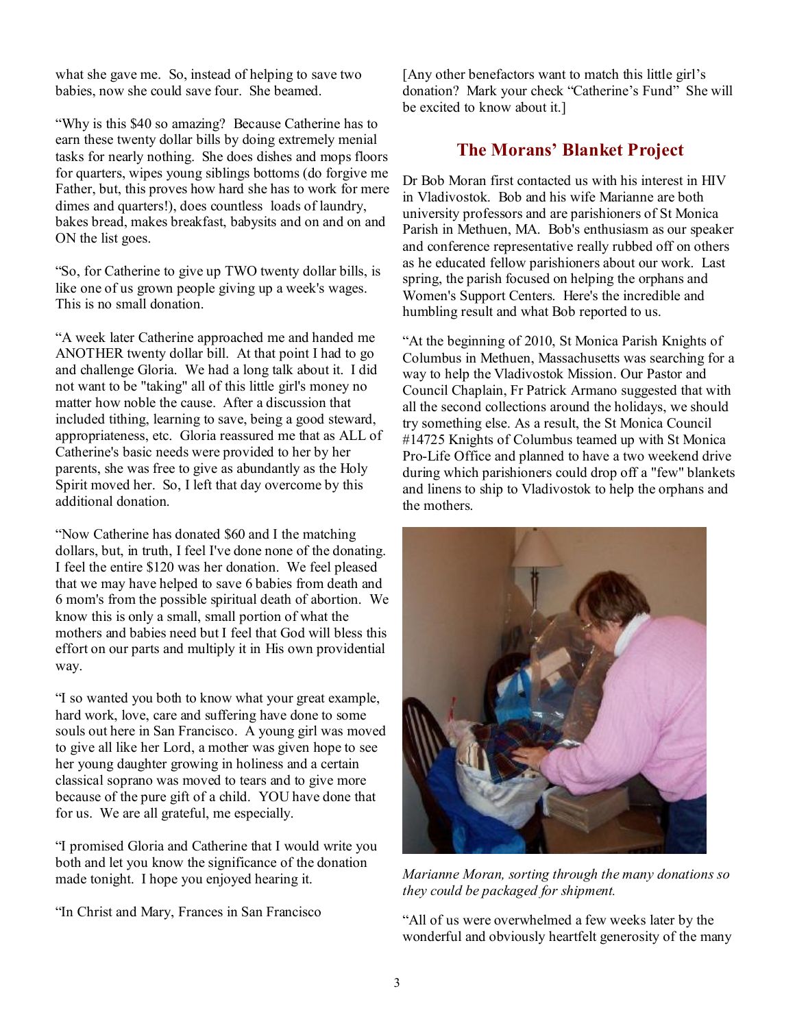what she gave me. So, instead of helping to save two babies, now she could save four. She beamed.

"Why is this $40 so amazing? Because Catherine has to earn these twenty dollar bills by doing extremely menial tasks for nearly nothing. She does dishes and mops floors for quarters, wipes young siblings bottoms (do forgive me Father, but, this proves how hard she has to work for mere dimes and quarters!), does countless loads of laundry, bakes bread, makes breakfast, babysits and on and on and ON the list goes.

"So, for Catherine to give up TWO twenty dollar bills, is like one of us grown people giving up a week's wages. This is no small donation.

"A week later Catherine approached me and handed me ANOTHER twenty dollar bill. At that point I had to go and challenge Gloria. We had a long talk about it. I did not want to be "taking" all of this little girl's money no matter how noble the cause. After a discussion that included tithing, learning to save, being a good steward, appropriateness, etc. Gloria reassured me that as ALL of Catherine's basic needs were provided to her by her parents, she was free to give as abundantly as the Holy Spirit moved her. So, I left that day overcome by this additional donation.

"Now Catherine has donated $60 and I the matching dollars, but, in truth, I feel I've done none of the donating. I feel the entire $120 was her donation. We feel pleased that we may have helped to save 6 babies from death and 6 mom's from the possible spiritual death of abortion. We know this is only a small, small portion of what the mothers and babies need but I feel that God will bless this effort on our parts and multiply it in His own providential way.

"I so wanted you both to know what your great example, hard work, love, care and suffering have done to some souls out here in San Francisco. A young girl was moved to give all like her Lord, a mother was given hope to see her young daughter growing in holiness and a certain classical soprano was moved to tears and to give more because of the pure gift of a child. YOU have done that for us. We are all grateful, me especially.

"I promised Gloria and Catherine that I would write you both and let you know the significance of the donation made tonight. I hope you enjoyed hearing it.

"In Christ and Mary, Frances in San Francisco

[Any other benefactors want to match this little girl's donation? Mark your check "Catherine's Fund" She will be excited to know about it.]

## The Morans' Blanket Project

Dr Bob Moran first contacted us with his interest in HIV in Vladivostok. Bob and his wife Marianne are both university professors and are parishioners of St Monica Parish in Methuen, MA. Bob's enthusiasm as our speaker and conference representative really rubbed off on others as he educated fellow parishioners about our work. Last spring, the parish focused on helping the orphans and Women's Support Centers. Here's the incredible and humbling result and what Bob reported to us.

"At the beginning of 2010, St Monica Parish Knights of Columbus in Methuen, Massachusetts was searching for a way to help the Vladivostok Mission. Our Pastor and Council Chaplain, Fr Patrick Armano suggested that with all the second collections around the holidays, we should try something else. As a result, the St Monica Council #14725 Knights of Columbus teamed up with St Monica Pro-Life Office and planned to have a two weekend drive during which parishioners could drop off a "few" blankets and linens to ship to Vladivostok to help the orphans and the mothers.

*Marianne Moran, sorting through the many donations so they could be packaged for shipment.*

"All of us were overwhelmed a few weeks later by the wonderful and obviously heartfelt generosity of the many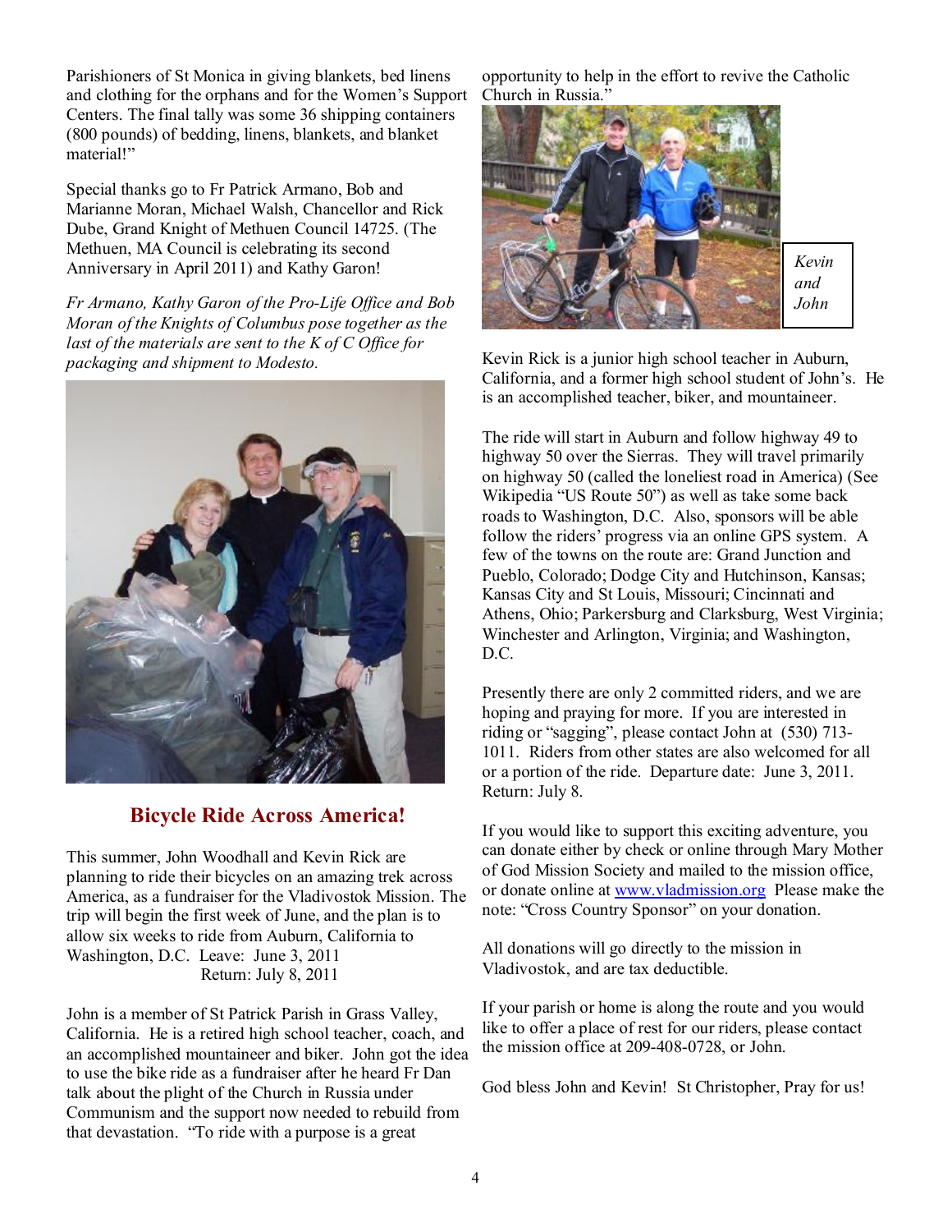Parishioners of St Monica in giving blankets, bed linens and clothing for the orphans and for the Women's Support Centers. The final tally was some 36 shipping containers (800 pounds) of bedding, linens, blankets, and blanket material!"

Special thanks go to Fr Patrick Armano, Bob and Marianne Moran, Michael Walsh, Chancellor and Rick Dube, Grand Knight of Methuen Council 14725. (The Methuen, MA Council is celebrating its second Anniversary in April 2011) and Kathy Garon!

*Fr Armano, Kathy Garon of the Pro-Life Office and Bob Moran of the Knights of Columbus pose together as the last of the materials are sent to the K of C Office for packaging and shipment to Modesto.*

## Bicycle Ride Across America!

This summer, John Woodhall and Kevin Rick are planning to ride their bicycles on an amazing trek across America, as a fundraiser for the Vladivostok Mission. The trip will begin the first week of June, and the plan is to allow six weeks to ride from Auburn, California to Washington, D.C. Leave: June 3, 2011
Return: July 8, 2011

John is a member of St Patrick Parish in Grass Valley, California. He is a retired high school teacher, coach, and an accomplished mountaineer and biker. John got the idea to use the bike ride as a fundraiser after he heard Fr Dan talk about the plight of the Church in Russia under Communism and the support now needed to rebuild from that devastation. "To ride with a purpose is a great opportunity to help in the effort to revive the Catholic Church in Russia."

*Kevin and John*

Kevin Rick is a junior high school teacher in Auburn, California, and a former high school student of John's. He is an accomplished teacher, biker, and mountaineer.

The ride will start in Auburn and follow highway 49 to highway 50 over the Sierras. They will travel primarily on highway 50 (called the loneliest road in America) (See Wikipedia "US Route 50") as well as take some back roads to Washington, D.C. Also, sponsors will be able follow the riders' progress via an online GPS system. A few of the towns on the route are: Grand Junction and Pueblo, Colorado; Dodge City and Hutchinson, Kansas; Kansas City and St Louis, Missouri; Cincinnati and Athens, Ohio; Parkersburg and Clarksburg, West Virginia; Winchester and Arlington, Virginia; and Washington, D.C.

Presently there are only 2 committed riders, and we are hoping and praying for more. If you are interested in riding or "sagging", please contact John at (530) 713-1011. Riders from other states are also welcomed for all or a portion of the ride. Departure date: June 3, 2011. Return: July 8.

If you would like to support this exciting adventure, you can donate either by check or online through Mary Mother of God Mission Society and mailed to the mission office, or donate online at www.vladmission.org Please make the note: "Cross Country Sponsor" on your donation.

All donations will go directly to the mission in Vladivostok, and are tax deductible.

If your parish or home is along the route and you would like to offer a place of rest for our riders, please contact the mission office at 209-408-0728, or John.

God bless John and Kevin! St Christopher, Pray for us!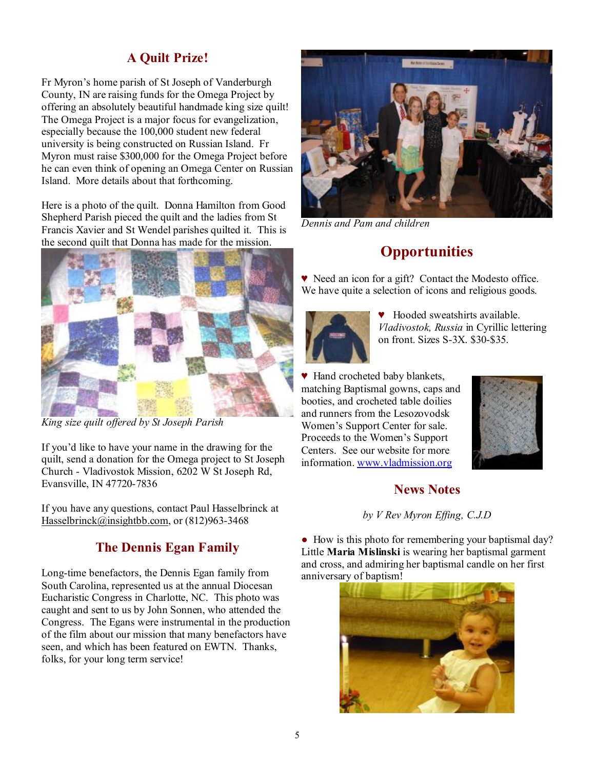## A Quilt Prize!

Fr Myron's home parish of St Joseph of Vanderburgh County, IN are raising funds for the Omega Project by offering an absolutely beautiful handmade king size quilt! The Omega Project is a major focus for evangelization, especially because the 100,000 student new federal university is being constructed on Russian Island. Fr Myron must raise $300,000 for the Omega Project before he can even think of opening an Omega Center on Russian Island. More details about that forthcoming.

Here is a photo of the quilt. Donna Hamilton from Good Shepherd Parish pieced the quilt and the ladies from St Francis Xavier and St Wendel parishes quilted it. This is the second quilt that Donna has made for the mission.

*King size quilt offered by St Joseph Parish*

If you'd like to have your name in the drawing for the quilt, send a donation for the Omega project to St Joseph Church - Vladivostok Mission, 6202 W St Joseph Rd, Evansville, IN 47720-7836

If you have any questions, contact Paul Hasselbrinck at Hasselbrinck@insightbb.com, or (812)963-3468

## The Dennis Egan Family

Long-time benefactors, the Dennis Egan family from South Carolina, represented us at the annual Diocesan Eucharistic Congress in Charlotte, NC. This photo was caught and sent to us by John Sonnen, who attended the Congress. The Egans were instrumental in the production of the film about our mission that many benefactors have seen, and which has been featured on EWTN. Thanks, folks, for your long term service!

*Dennis and Pam and children*

## Opportunities

♥ Need an icon for a gift? Contact the Modesto office. We have quite a selection of icons and religious goods.

♥ Hooded sweatshirts available. *Vladivostok, Russia* in Cyrillic lettering on front. Sizes S-3X. $30-$35.

♥ Hand crocheted baby blankets, matching Baptismal gowns, caps and booties, and crocheted table doilies and runners from the Lesozovodsk Women's Support Center for sale. Proceeds to the Women's Support Centers. See our website for more information. www.vladmission.org

## News Notes

*by V Rev Myron Effing, C.J.D*

- How is this photo for remembering your baptismal day? Little **Maria Mislinski** is wearing her baptismal garment and cross, and admiring her baptismal candle on her first anniversary of baptism!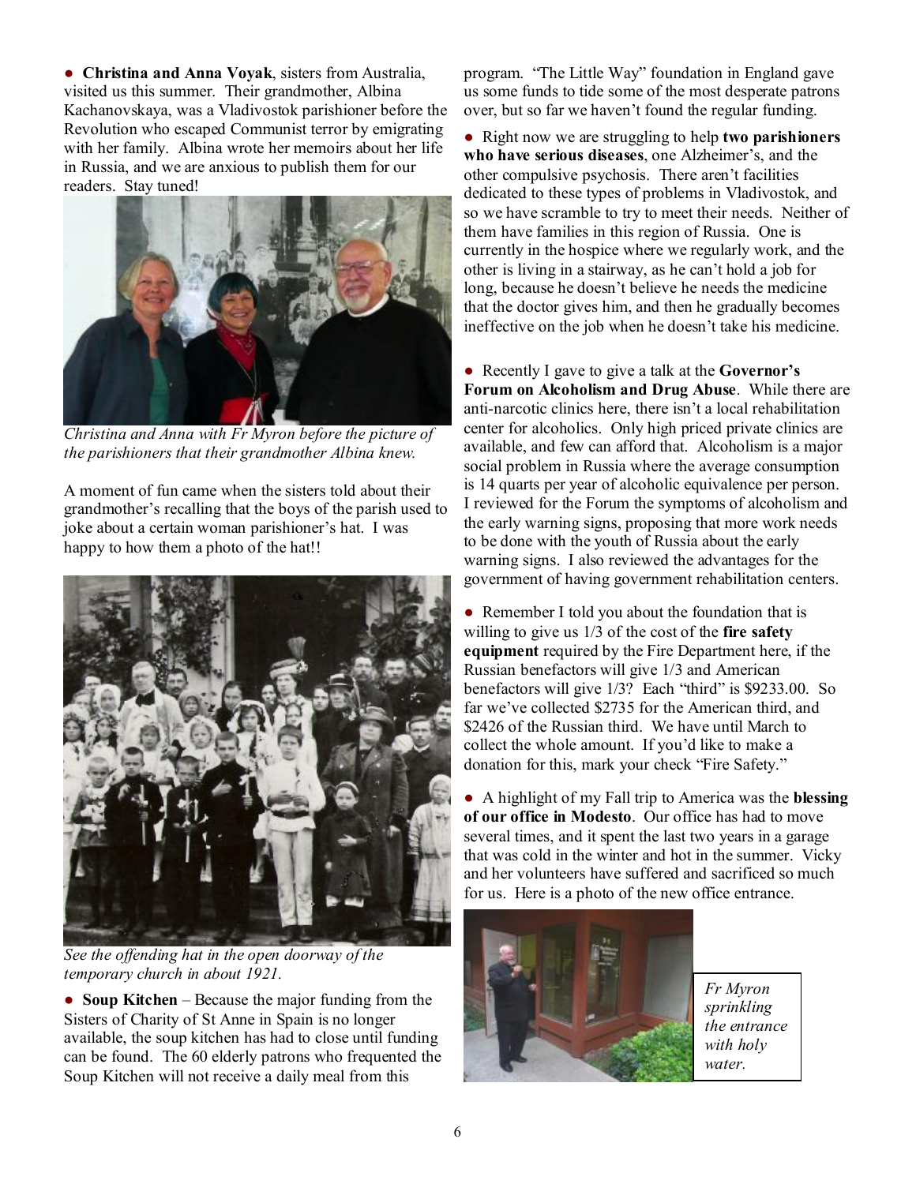● **Christina and Anna Voyak**, sisters from Australia, visited us this summer. Their grandmother, Albina Kachanovskaya, was a Vladivostok parishioner before the Revolution who escaped Communist terror by emigrating with her family. Albina wrote her memoirs about her life in Russia, and we are anxious to publish them for our readers. Stay tuned!

*Christina and Anna with Fr Myron before the picture of the parishioners that their grandmother Albina knew.*

A moment of fun came when the sisters told about their grandmother's recalling that the boys of the parish used to joke about a certain woman parishioner's hat. I was happy to how them a photo of the hat!!

*See the offending hat in the open doorway of the temporary church in about 1921.*

● **Soup Kitchen** – Because the major funding from the Sisters of Charity of St Anne in Spain is no longer available, the soup kitchen has had to close until funding can be found. The 60 elderly patrons who frequented the Soup Kitchen will not receive a daily meal from this program. "The Little Way" foundation in England gave us some funds to tide some of the most desperate patrons over, but so far we haven't found the regular funding.

● Right now we are struggling to help **two parishioners who have serious diseases**, one Alzheimer's, and the other compulsive psychosis. There aren't facilities dedicated to these types of problems in Vladivostok, and so we have scramble to try to meet their needs. Neither of them have families in this region of Russia. One is currently in the hospice where we regularly work, and the other is living in a stairway, as he can't hold a job for long, because he doesn't believe he needs the medicine that the doctor gives him, and then he gradually becomes ineffective on the job when he doesn't take his medicine.

● Recently I gave to give a talk at the **Governor's Forum on Alcoholism and Drug Abuse**. While there are anti-narcotic clinics here, there isn't a local rehabilitation center for alcoholics. Only high priced private clinics are available, and few can afford that. Alcoholism is a major social problem in Russia where the average consumption is 14 quarts per year of alcoholic equivalence per person. I reviewed for the Forum the symptoms of alcoholism and the early warning signs, proposing that more work needs to be done with the youth of Russia about the early warning signs. I also reviewed the advantages for the government of having government rehabilitation centers.

● Remember I told you about the foundation that is willing to give us 1/3 of the cost of the **fire safety equipment** required by the Fire Department here, if the Russian benefactors will give 1/3 and American benefactors will give 1/3? Each "third" is $9233.00. So far we've collected $2735 for the American third, and $2426 of the Russian third. We have until March to collect the whole amount. If you'd like to make a donation for this, mark your check "Fire Safety."

● A highlight of my Fall trip to America was the **blessing of our office in Modesto**. Our office has had to move several times, and it spent the last two years in a garage that was cold in the winter and hot in the summer. Vicky and her volunteers have suffered and sacrificed so much for us. Here is a photo of the new office entrance.

*Fr Myron sprinkling the entrance with holy water.*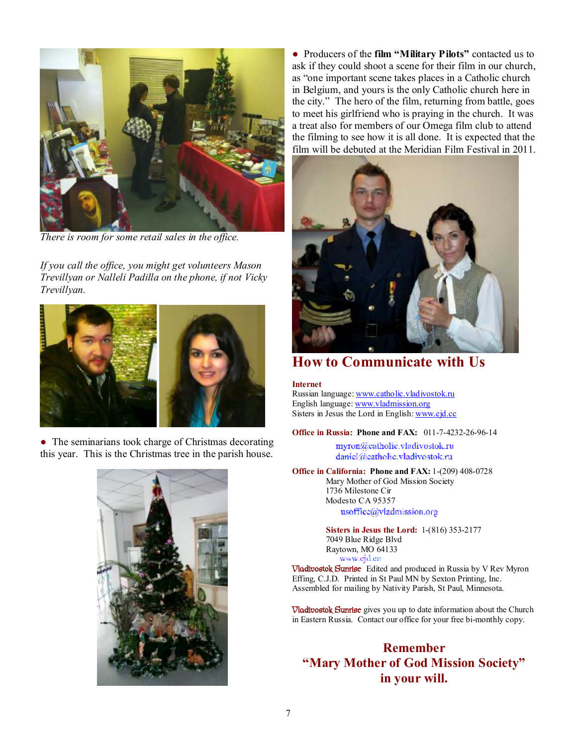*There is room for some retail sales in the office.*

*If you call the office, you might get volunteers Mason Trevillyan or Nalleli Padilla on the phone, if not Vicky Trevillyan.*

● The seminarians took charge of Christmas decorating this year. This is the Christmas tree in the parish house.

● Producers of the **film "Military Pilots"** contacted us to ask if they could shoot a scene for their film in our church, as "one important scene takes places in a Catholic church in Belgium, and yours is the only Catholic church here in the city." The hero of the film, returning from battle, goes to meet his girlfriend who is praying in the church. It was a treat also for members of our Omega film club to attend the filming to see how it is all done. It is expected that the film will be debuted at the Meridian Film Festival in 2011.

## How to Communicate with Us

**Internet**
Russian language: www.catholic.vladivostok.ru
English language: www.vladmission.org
Sisters in Jesus the Lord in English: www.cjd.cc

**Office in Russia: Phone and FAX:** 011-7-4232-26-96-14
myron@catholic.vladivostok.ru
daniel@catholic.vladivostok.ru

**Office in California: Phone and FAX:** 1-(209) 408-0728
Mary Mother of God Mission Society
1736 Milestone Cir
Modesto CA 95357
usoffice@vladmission.org

**Sisters in Jesus the Lord:** 1-(816) 353-2177
7049 Blue Ridge Blvd
Raytown, MO 64133
www.cjd.cc

Vladivostok Sunrise Edited and produced in Russia by V Rev Myron Effing, C.J.D. Printed in St Paul MN by Sexton Printing, Inc. Assembled for mailing by Nativity Parish, St Paul, Minnesota.

Vladivostok Sunrise gives you up to date information about the Church in Eastern Russia. Contact our office for your free bi-monthly copy.

**Remember**
**"Mary Mother of God Mission Society"**
**in your will.**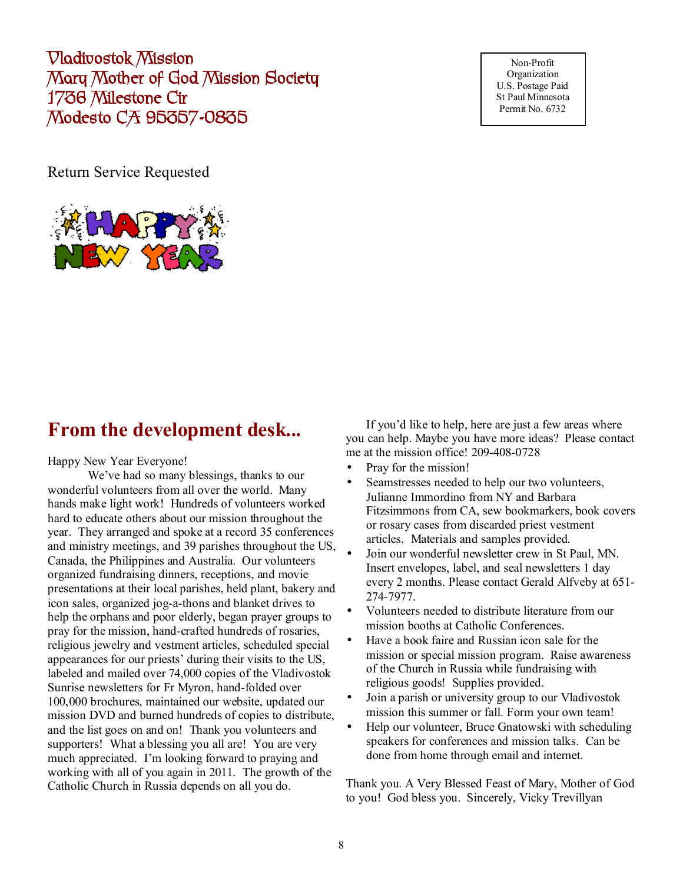Vladivostok Mission
Mary Mother of God Mission Society
1736 Milestone Cir
Modesto CA 95357-0835

Non-Profit Organization
U.S. Postage Paid
St Paul Minnesota
Permit No. 6732

Return Service Requested

HAPPY NEW YEAR

## From the development desk...

Happy New Year Everyone!

We've had so many blessings, thanks to our wonderful volunteers from all over the world. Many hands make light work! Hundreds of volunteers worked hard to educate others about our mission throughout the year. They arranged and spoke at a record 35 conferences and ministry meetings, and 39 parishes throughout the US, Canada, the Philippines and Australia. Our volunteers organized fundraising dinners, receptions, and movie presentations at their local parishes, held plant, bakery and icon sales, organized jog-a-thons and blanket drives to help the orphans and poor elderly, began prayer groups to pray for the mission, hand-crafted hundreds of rosaries, religious jewelry and vestment articles, scheduled special appearances for our priests' during their visits to the US, labeled and mailed over 74,000 copies of the Vladivostok Sunrise newsletters for Fr Myron, hand-folded over 100,000 brochures, maintained our website, updated our mission DVD and burned hundreds of copies to distribute, and the list goes on and on! Thank you volunteers and supporters! What a blessing you all are! You are very much appreciated. I'm looking forward to praying and working with all of you again in 2011. The growth of the Catholic Church in Russia depends on all you do.

If you'd like to help, here are just a few areas where you can help. Maybe you have more ideas? Please contact me at the mission office! 209-408-0728

- Pray for the mission!
- Seamstresses needed to help our two volunteers, Julianne Immordino from NY and Barbara Fitzsimmons from CA, sew bookmarkers, book covers or rosary cases from discarded priest vestment articles. Materials and samples provided.
- Join our wonderful newsletter crew in St Paul, MN. Insert envelopes, label, and seal newsletters 1 day every 2 months. Please contact Gerald Alfveby at 651-274-7977.
- Volunteers needed to distribute literature from our mission booths at Catholic Conferences.
- Have a book faire and Russian icon sale for the mission or special mission program. Raise awareness of the Church in Russia while fundraising with religious goods! Supplies provided.
- Join a parish or university group to our Vladivostok mission this summer or fall. Form your own team!
- Help our volunteer, Bruce Gnatowski with scheduling speakers for conferences and mission talks. Can be done from home through email and internet.

Thank you. A Very Blessed Feast of Mary, Mother of God to you! God bless you. Sincerely, Vicky Trevillyan